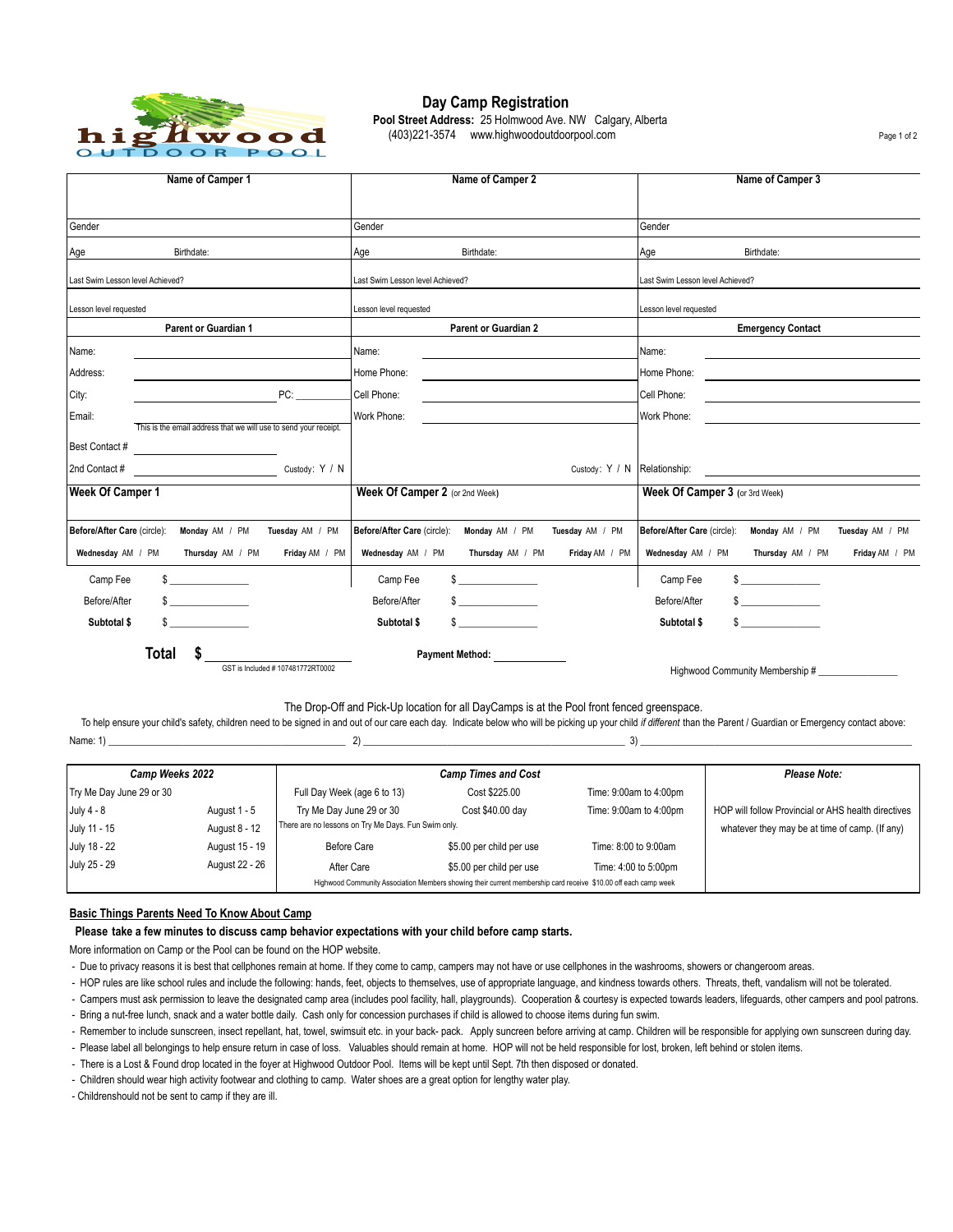# Day Camp Registration

**Pool Street Address:** 25 Holmwood Ave. NW Calgary, Alberta
(403)221-3574 www.highwoodoutdoorpool.com

| Name of Camper 1 | Name of Camper 2 | Name of Camper 3 |
|---|---|---|
| | | |
| Gender | Gender | Gender |
| Age Birthdate: | Age Birthdate: | Age Birthdate: |
| Last Swim Lesson level Achieved? | Last Swim Lesson level Achieved? | Last Swim Lesson level Achieved? |
| Lesson level requested | Lesson level requested | Lesson level requested |
| **Parent or Guardian 1** | **Parent or Guardian 2** | **Emergency Contact** |
| Name: ______ | Name: ______ | Name: ______ |
| Address: ______ | Home Phone: ______ | Home Phone: ______ |
| City: ______ PC: ______ | Cell Phone: ______ | Cell Phone: ______ |
| Email: ______ This is the email address that we will use to send your receipt. | Work Phone: ______ | Work Phone: ______ |
| Best Contact # ______ | | |
| 2nd Contact # ______ Custody: Y / N | Custody: Y / N | Relationship: ______ |
| **Week Of Camper 1** | **Week Of Camper 2** (or 2nd Week) | **Week Of Camper 3** (or 3rd Week) |
| Before/After Care (circle): Monday AM / PM Tuesday AM / PM Wednesday AM / PM Thursday AM / PM Friday AM / PM | Before/After Care (circle): Monday AM / PM Tuesday AM / PM Wednesday AM / PM Thursday AM / PM Friday AM / PM | Before/After Care (circle): Monday AM / PM Tuesday AM / PM Wednesday AM / PM Thursday AM / PM Friday AM / PM |
| Camp Fee $ ______ | Camp Fee $ ______ | Camp Fee $ ______ |
| Before/After $ ______ | Before/After $ ______ | Before/After $ ______ |
| **Subtotal $** $ ______ | **Subtotal $** $ ______ | **Subtotal $** $ ______ |

**Total $** ______
GST is Included # 107481772RT0002

**Payment Method:** ______

Highwood Community Membership # ______

The Drop-Off and Pick-Up location for all DayCamps is at the Pool front fenced greenspace.

To help ensure your child's safety, children need to be signed in and out of our care each day. Indicate below who will be picking up your child *if different* than the Parent / Guardian or Emergency contact above:

Name: 1) ______ 2) ______ 3) ______

| *Camp Weeks 2022* | | *Camp Times and Cost* | | | *Please Note:* |
|---|---|---|---|---|---|
| Try Me Day June 29 or 30 | | Full Day Week (age 6 to 13) | Cost $225.00 | Time: 9:00am to 4:00pm | |
| July 4 - 8 | August 1 - 5 | Try Me Day June 29 or 30 | Cost $40.00 day | Time: 9:00am to 4:00pm | HOP will follow Provincial or AHS health directives |
| July 11 - 15 | August 8 - 12 | There are no lessons on Try Me Days. Fun Swim only. | | | whatever they may be at time of camp. (If any) |
| July 18 - 22 | August 15 - 19 | Before Care | $5.00 per child per use | Time: 8:00 to 9:00am | |
| July 25 - 29 | August 22 - 26 | After Care | $5.00 per child per use | Time: 4:00 to 5:00pm | |
| | | Highwood Community Association Members showing their current membership card receive $10.00 off each camp week | | | |

## Basic Things Parents Need To Know About Camp

**Please take a few minutes to discuss camp behavior expectations with your child before camp starts.**

More information on Camp or the Pool can be found on the HOP website.

- Due to privacy reasons it is best that cellphones remain at home. If they come to camp, campers may not have or use cellphones in the washrooms, showers or changeroom areas.
- HOP rules are like school rules and include the following: hands, feet, objects to themselves, use of appropriate language, and kindness towards others. Threats, theft, vandalism will not be tolerated.
- Campers must ask permission to leave the designated camp area (includes pool facility, hall, playgrounds). Cooperation & courtesy is expected towards leaders, lifeguards, other campers and pool patrons.
- Bring a nut-free lunch, snack and a water bottle daily. Cash only for concession purchases if child is allowed to choose items during fun swim.
- Remember to include sunscreen, insect repellant, hat, towel, swimsuit etc. in your back- pack. Apply suncreen before arriving at camp. Children will be responsible for applying own sunscreen during day.
- Please label all belongings to help ensure return in case of loss. Valuables should remain at home. HOP will not be held responsible for lost, broken, left behind or stolen items.
- There is a Lost & Found drop located in the foyer at Highwood Outdoor Pool. Items will be kept until Sept. 7th then disposed or donated.
- Children should wear high activity footwear and clothing to camp. Water shoes are a great option for lengthy water play.
- Childrenshould not be sent to camp if they are ill.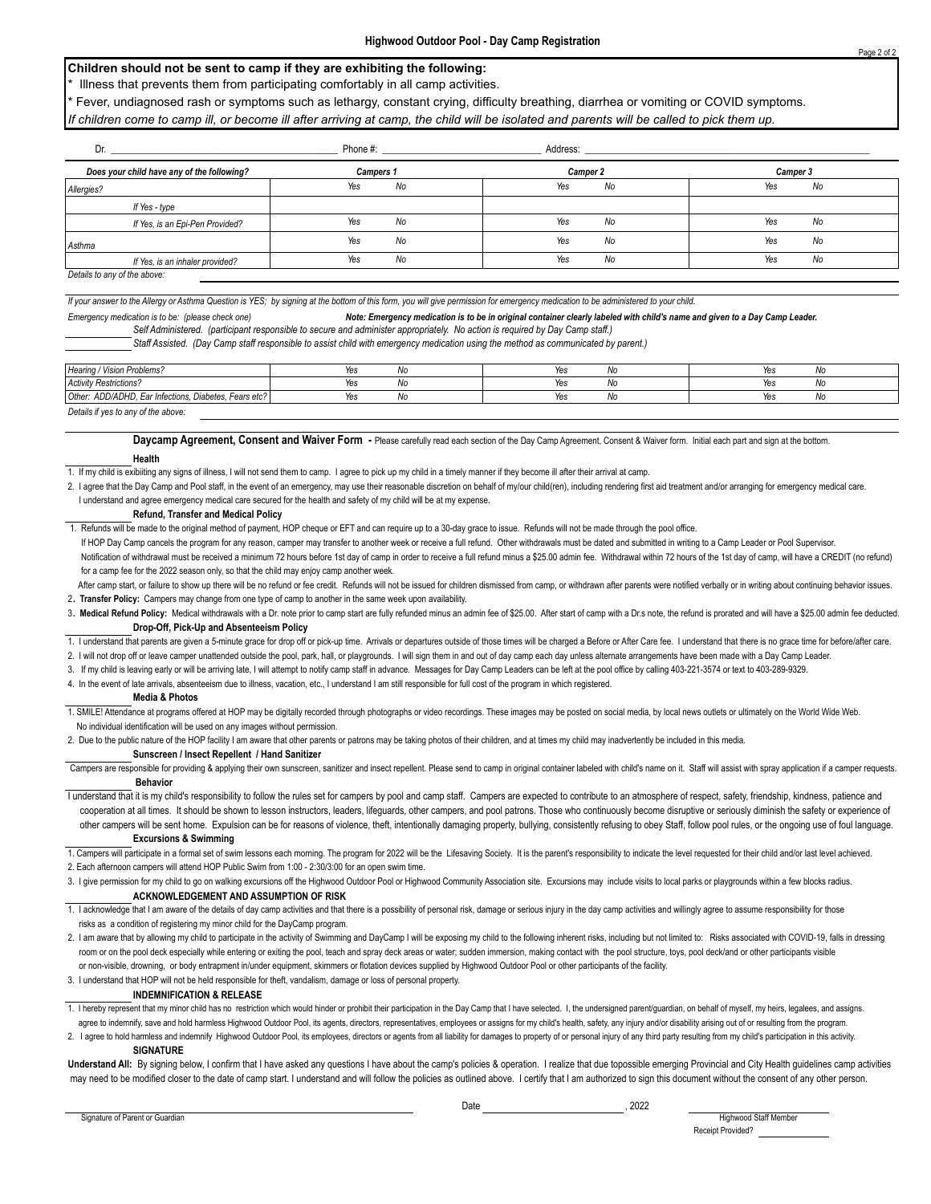## Highwood Outdoor Pool - Day Camp Registration

**Children should not be sent to camp if they are exhibiting the following:**

* Illness that prevents them from participating comfortably in all camp activities.

* Fever, undiagnosed rash or symptoms such as lethargy, constant crying, difficulty breathing, diarrhea or vomiting or COVID symptoms.

*If children come to camp ill, or become ill after arriving at camp, the child will be isolated and parents will be called to pick them up.*

Dr. ______________________ Phone #: ______________________ Address: ______________________

| *Does your child have any of the following?* | *Campers 1* | *Camper 2* | *Camper 3* |
|---|---|---|---|
| *Allergies?* | Yes No | Yes No | Yes No |
| *If Yes - type* | | | |
| *If Yes, is an Epi-Pen Provided?* | Yes No | Yes No | Yes No |
| *Asthma* | Yes No | Yes No | Yes No |
| *If Yes, is an inhaler provided?* | Yes No | Yes No | Yes No |

*Details to any of the above:* ______________________

*If your answer to the Allergy or Asthma Question is YES; by signing at the bottom of this form, you will give permission for emergency medication to be administered to your child.*

*Emergency medication is to be: (please check one)* ***Note: Emergency medication is to be in original container clearly labeled with child's name and given to a Day Camp Leader.***

______ *Self Administered. (participant responsible to secure and administer appropriately. No action is required by Day Camp staff.)*

______ *Staff Assisted. (Day Camp staff responsible to assist child with emergency medication using the method as communicated by parent.)*

| | | | |
|---|---|---|---|
| *Hearing / Vision Problems?* | Yes No | Yes No | Yes No |
| *Activity Restrictions?* | Yes No | Yes No | Yes No |
| *Other: ADD/ADHD, Ear Infections, Diabetes, Fears etc?* | Yes No | Yes No | Yes No |

*Details if yes to any of the above:* ______________________

**Daycamp Agreement, Consent and Waiver Form -** Please carefully read each section of the Day Camp Agreement, Consent & Waiver form. Initial each part and sign at the bottom.

______ **Health**

1. If my child is exibiiting any signs of illness, I will not send them to camp. I agree to pick up my child in a timely manner if they become ill after their arrival at camp.
2. I agree that the Day Camp and Pool staff, in the event of an emergency, may use their reasonable discretion on behalf of my/our child(ren), including rendering first aid treatment and/or arranging for emergency medical care. I understand and agree emergency medical care secured for the health and safety of my child will be at my expense.

______ **Refund, Transfer and Medical Policy**

1. Refunds will be made to the original method of payment, HOP cheque or EFT and can require up to a 30-day grace to issue. Refunds will not be made through the pool office.
If HOP Day Camp cancels the program for any reason, camper may transfer to another week or receive a full refund. Other withdrawals must be dated and submitted in writing to a Camp Leader or Pool Supervisor.
Notification of withdrawal must be received a minimum 72 hours before 1st day of camp in order to receive a full refund minus a $25.00 admin fee. Withdrawal within 72 hours of the 1st day of camp, will have a CREDIT (no refund) for a camp fee for the 2022 season only, so that the child may enjoy camp another week.
After camp start, or failure to show up there will be no refund or fee credit. Refunds will not be issued for children dismissed from camp, or withdrawn after parents were notified verbally or in writing about continuing behavior issues.
2. **Transfer Policy:** Campers may change from one type of camp to another in the same week upon availability.
3. **Medical Refund Policy:** Medical withdrawals with a Dr. note prior to camp start are fully refunded minus an admin fee of $25.00. After start of camp with a Dr.s note, the refund is prorated and will have a $25.00 admin fee deducted.

______ **Drop-Off, Pick-Up and Absenteeism Policy**

1. I understand that parents are given a 5-minute grace for drop off or pick-up time. Arrivals or departures outside of those times will be charged a Before or After Care fee. I understand that there is no grace time for before/after care.
2. I will not drop off or leave camper unattended outside the pool, park, hall, or playgrounds. I will sign them in and out of day camp each day unless alternate arrangements have been made with a Day Camp Leader.
3. If my child is leaving early or will be arriving late, I will attempt to notify camp staff in advance. Messages for Day Camp Leaders can be left at the pool office by calling 403-221-3574 or text to 403-289-9329.
4. In the event of late arrivals, absenteeism due to illness, vacation, etc., I understand I am still responsible for full cost of the program in which registered.

______ **Media & Photos**

1. SMILE! Attendance at programs offered at HOP may be digitally recorded through photographs or video recordings. These images may be posted on social media, by local news outlets or ultimately on the World Wide Web. No individual identification will be used on any images without permission.
2. Due to the public nature of the HOP facility I am aware that other parents or patrons may be taking photos of their children, and at times my child may inadvertently be included in this media.

______ **Sunscreen / Insect Repellent / Hand Sanitizer**

Campers are responsible for providing & applying their own sunscreen, sanitizer and insect repellent. Please send to camp in original container labeled with child's name on it. Staff will assist with spray application if a camper requests.

______ **Behavior**

I understand that it is my child's responsibility to follow the rules set for campers by pool and camp staff. Campers are expected to contribute to an atmosphere of respect, safety, friendship, kindness, patience and cooperation at all times. It should be shown to lesson instructors, leaders, lifeguards, other campers, and pool patrons. Those who continuously become disruptive or seriously diminish the safety or experience of other campers will be sent home. Expulsion can be for reasons of violence, theft, intentionally damaging property, bullying, consistently refusing to obey Staff, follow pool rules, or the ongoing use of foul language.

______ **Excursions & Swimming**

1. Campers will participate in a formal set of swim lessons each morning. The program for 2022 will be the Lifesaving Society. It is the parent's responsibility to indicate the level requested for their child and/or last level achieved.
2. Each afternoon campers will attend HOP Public Swim from 1:00 - 2:30/3:00 for an open swim time.
3. I give permission for my child to go on walking excursions off the Highwood Outdoor Pool or Highwood Community Association site. Excursions may include visits to local parks or playgrounds within a few blocks radius.

______ **ACKNOWLEDGEMENT AND ASSUMPTION OF RISK**

1. I acknowledge that I am aware of the details of day camp activities and that there is a possibility of personal risk, damage or serious injury in the day camp activities and willingly agree to assume responsibility for those risks as a condition of registering my minor child for the DayCamp program.
2. I am aware that by allowing my child to participate in the activity of Swimming and DayCamp I will be exposing my child to the following inherent risks, including but not limited to: Risks associated with COVID-19, falls in dressing room or on the pool deck especially while entering or exiting the pool, teach and spray deck areas or water; sudden immersion, making contact with the pool structure, toys, pool deck/and or other participants visible or non-visible, drowning, or body entrapment in/under equipment, skimmers or flotation devices supplied by Highwood Outdoor Pool or other participants of the facility.
3. I understand that HOP will not be held responsible for theft, vandalism, damage or loss of personal property.

______ **INDEMNIFICATION & RELEASE**

1. I hereby represent that my minor child has no restriction which would hinder or prohibit their participation in the Day Camp that I have selected. I, the undersigned parent/guardian, on behalf of myself, my heirs, legalees, and assigns. agree to indemnify, save and hold harmless Highwood Outdoor Pool, its agents, directors, representatives, employees or assigns for my child's health, safety, any injury and/or disability arising out of or resulting from the program.
2. I agree to hold harmless and indemnify Highwood Outdoor Pool, its employees, directors or agents from all liability for damages to property of or personal injury of any third party resulting from my child's participation in this activity.

______ **SIGNATURE**

**Understand All:** By signing below, I confirm that I have asked any questions I have about the camp's policies & operation. I realize that due topossible emerging Provincial and City Health guidelines camp activities may need to be modified closer to the date of camp start. I understand and will follow the policies as outlined above. I certify that I am authorized to sign this document without the consent of any other person.

______________________ Date ______________________, 2022 ______________________

Signature of Parent or Guardian Highwood Staff Member

Receipt Provided? ______________________